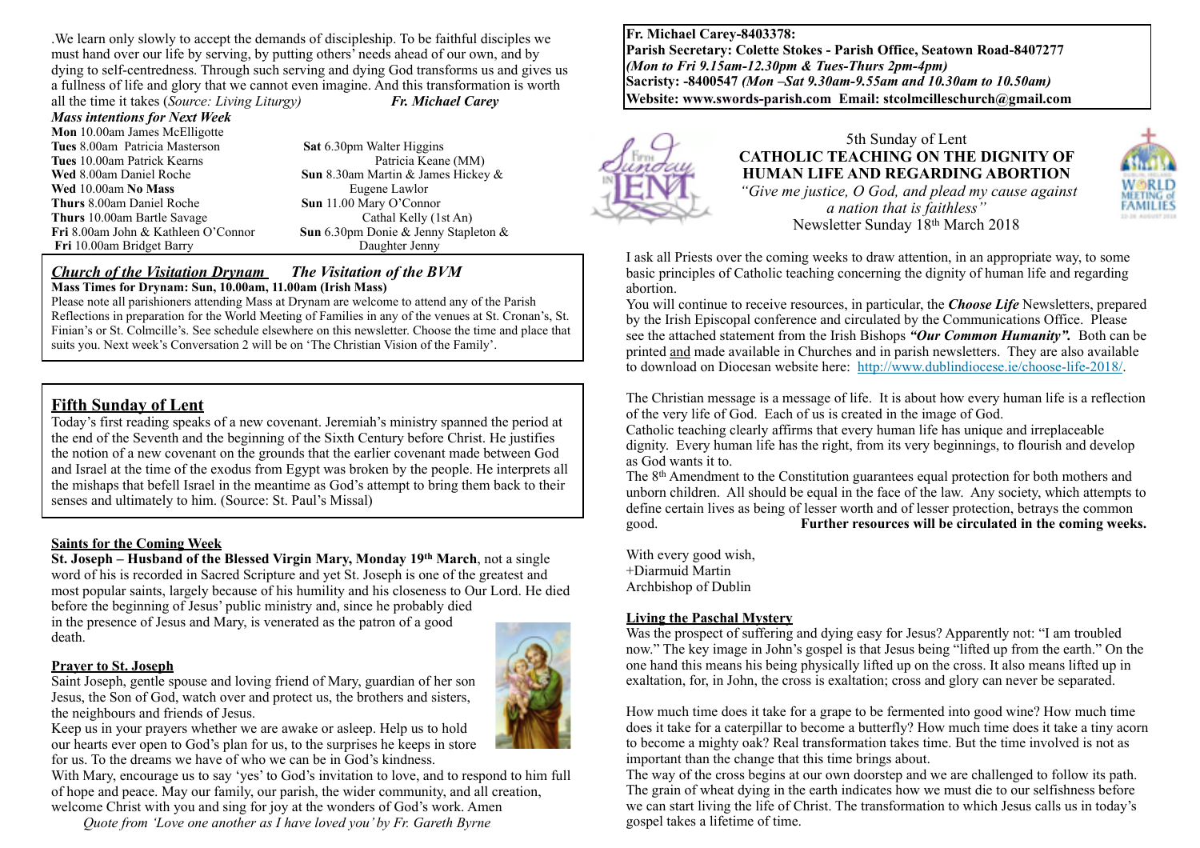.We learn only slowly to accept the demands of discipleship. To be faithful disciples we must hand over our life by serving, by putting others' needs ahead of our own, and by dying to self-centredness. Through such serving and dying God transforms us and gives us a fullness of life and glory that we cannot even imagine. And this transformation is worth all the time it takes (*Source: Living Liturgy)* ***Fr. Michael Carey***

***Mass intentions for Next Week***

**Mon** 10.00am James McElligotte
**Tues** 8.00am Patricia Masterson
**Tues** 10.00am Patrick Kearns
**Wed** 8.00am Daniel Roche
**Wed** 10.00am **No Mass**
**Thurs** 8.00am Daniel Roche
**Thurs** 10.00am Bartle Savage
**Fri** 8.00am John & Kathleen O'Connor
**Fri** 10.00am Bridget Barry

**Sat** 6.30pm Walter Higgins
Patricia Keane (MM)
**Sun** 8.30am Martin & James Hickey & Eugene Lawlor
**Sun** 11.00 Mary O'Connor
Cathal Kelly (1st An)
**Sun** 6.30pm Donie & Jenny Stapleton & Daughter Jenny

## *Church of the Visitation Drynam* *The Visitation of the BVM*

**Mass Times for Drynam: Sun, 10.00am, 11.00am (Irish Mass)**

Please note all parishioners attending Mass at Drynam are welcome to attend any of the Parish Reflections in preparation for the World Meeting of Families in any of the venues at St. Cronan's, St. Finian's or St. Colmcille's. See schedule elsewhere on this newsletter. Choose the time and place that suits you. Next week's Conversation 2 will be on 'The Christian Vision of the Family'.

## Fifth Sunday of Lent

Today's first reading speaks of a new covenant. Jeremiah's ministry spanned the period at the end of the Seventh and the beginning of the Sixth Century before Christ. He justifies the notion of a new covenant on the grounds that the earlier covenant made between God and Israel at the time of the exodus from Egypt was broken by the people. He interprets all the mishaps that befell Israel in the meantime as God's attempt to bring them back to their senses and ultimately to him. (Source: St. Paul's Missal)

### Saints for the Coming Week

**St. Joseph – Husband of the Blessed Virgin Mary, Monday 19th March**, not a single word of his is recorded in Sacred Scripture and yet St. Joseph is one of the greatest and most popular saints, largely because of his humility and his closeness to Our Lord. He died before the beginning of Jesus' public ministry and, since he probably died in the presence of Jesus and Mary, is venerated as the patron of a good death.

### Prayer to St. Joseph

Saint Joseph, gentle spouse and loving friend of Mary, guardian of her son Jesus, the Son of God, watch over and protect us, the brothers and sisters, the neighbours and friends of Jesus.
Keep us in your prayers whether we are awake or asleep. Help us to hold our hearts ever open to God's plan for us, to the surprises he keeps in store for us. To the dreams we have of who we can be in God's kindness.
With Mary, encourage us to say 'yes' to God's invitation to love, and to respond to him full of hope and peace. May our family, our parish, the wider community, and all creation, welcome Christ with you and sing for joy at the wonders of God's work. Amen
*Quote from 'Love one another as I have loved you' by Fr. Gareth Byrne*

**Fr. Michael Carey-8403378:**
**Parish Secretary: Colette Stokes - Parish Office, Seatown Road-8407277**
***(Mon to Fri 9.15am-12.30pm & Tues-Thurs 2pm-4pm)***
**Sacristy: -8400547** ***(Mon –Sat 9.30am-9.55am and 10.30am to 10.50am)***
**Website: www.swords-parish.com Email: stcolmcilleschurch@gmail.com**

5th Sunday of Lent
**CATHOLIC TEACHING ON THE DIGNITY OF HUMAN LIFE AND REGARDING ABORTION**
*"Give me justice, O God, and plead my cause against a nation that is faithless"*
Newsletter Sunday 18th March 2018

I ask all Priests over the coming weeks to draw attention, in an appropriate way, to some basic principles of Catholic teaching concerning the dignity of human life and regarding abortion.
You will continue to receive resources, in particular, the ***Choose Life*** Newsletters, prepared by the Irish Episcopal conference and circulated by the Communications Office. Please see the attached statement from the Irish Bishops ***"Our Common Humanity".*** Both can be printed and made available in Churches and in parish newsletters. They are also available to download on Diocesan website here: http://www.dublindiocese.ie/choose-life-2018/.

The Christian message is a message of life. It is about how every human life is a reflection of the very life of God. Each of us is created in the image of God.
Catholic teaching clearly affirms that every human life has unique and irreplaceable dignity. Every human life has the right, from its very beginnings, to flourish and develop as God wants it to.
The 8th Amendment to the Constitution guarantees equal protection for both mothers and unborn children. All should be equal in the face of the law. Any society, which attempts to define certain lives as being of lesser worth and of lesser protection, betrays the common good. **Further resources will be circulated in the coming weeks.**

With every good wish,
+Diarmuid Martin
Archbishop of Dublin

### Living the Paschal Mystery

Was the prospect of suffering and dying easy for Jesus? Apparently not: "I am troubled now." The key image in John's gospel is that Jesus being "lifted up from the earth." On the one hand this means his being physically lifted up on the cross. It also means lifted up in exaltation, for, in John, the cross is exaltation; cross and glory can never be separated.

How much time does it take for a grape to be fermented into good wine? How much time does it take for a caterpillar to become a butterfly? How much time does it take a tiny acorn to become a mighty oak? Real transformation takes time. But the time involved is not as important than the change that this time brings about.
The way of the cross begins at our own doorstep and we are challenged to follow its path. The grain of wheat dying in the earth indicates how we must die to our selfishness before we can start living the life of Christ. The transformation to which Jesus calls us in today's gospel takes a lifetime of time.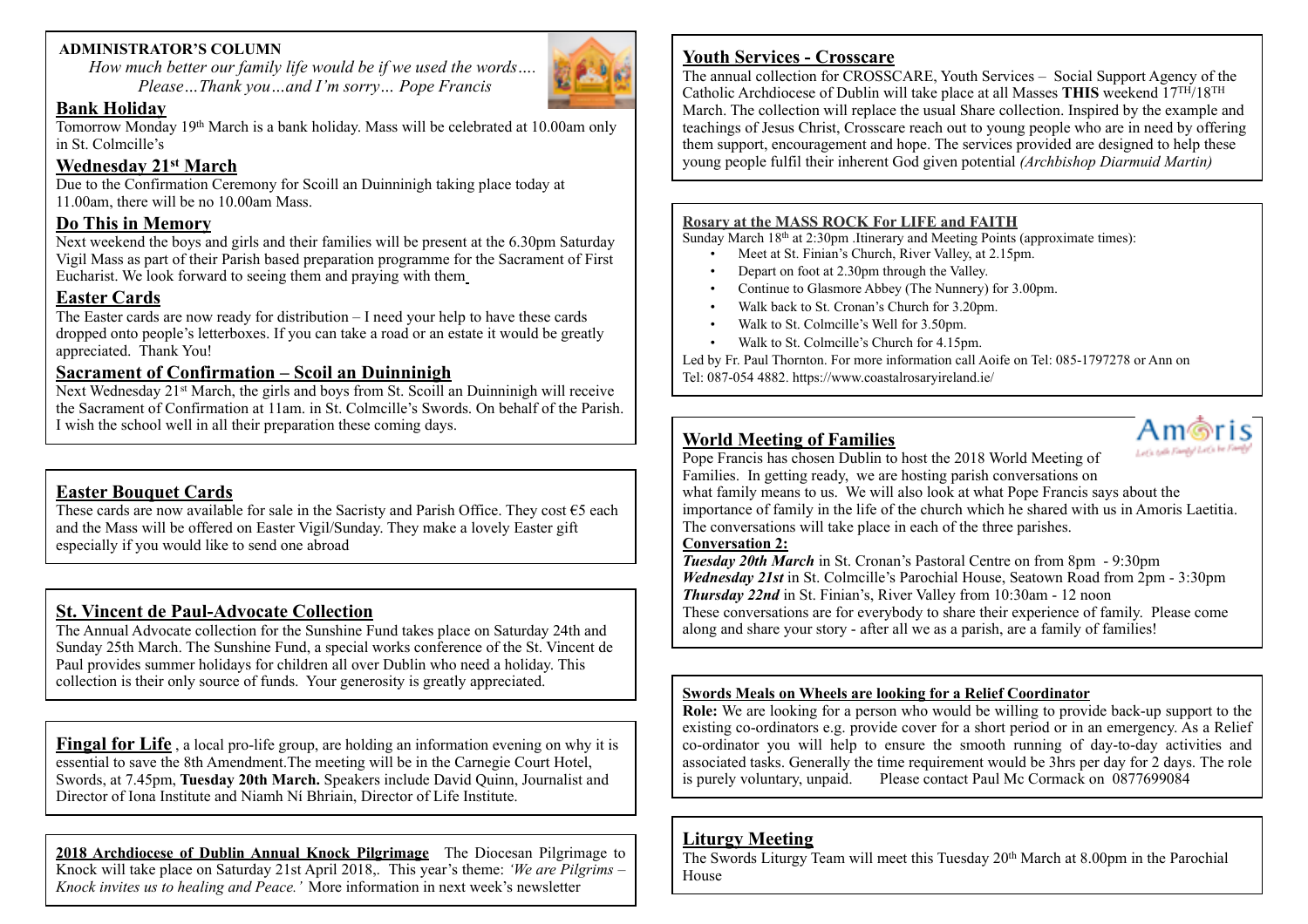**ADMINISTRATOR'S COLUMN**

*How much better our family life would be if we used the words….*
*Please…Thank you…and I'm sorry… Pope Francis*

## Bank Holiday

Tomorrow Monday 19th March is a bank holiday. Mass will be celebrated at 10.00am only in St. Colmcille's

## Wednesday 21st March

Due to the Confirmation Ceremony for Scoill an Duinninigh taking place today at 11.00am, there will be no 10.00am Mass.

## Do This in Memory

Next weekend the boys and girls and their families will be present at the 6.30pm Saturday Vigil Mass as part of their Parish based preparation programme for the Sacrament of First Eucharist. We look forward to seeing them and praying with them

## Easter Cards

The Easter cards are now ready for distribution – I need your help to have these cards dropped onto people's letterboxes. If you can take a road or an estate it would be greatly appreciated. Thank You!

## Sacrament of Confirmation – Scoil an Duinninigh

Next Wednesday 21st March, the girls and boys from St. Scoill an Duinninigh will receive the Sacrament of Confirmation at 11am. in St. Colmcille's Swords. On behalf of the Parish. I wish the school well in all their preparation these coming days.

## Easter Bouquet Cards

These cards are now available for sale in the Sacristy and Parish Office. They cost €5 each and the Mass will be offered on Easter Vigil/Sunday. They make a lovely Easter gift especially if you would like to send one abroad

## St. Vincent de Paul-Advocate Collection

The Annual Advocate collection for the Sunshine Fund takes place on Saturday 24th and Sunday 25th March. The Sunshine Fund, a special works conference of the St. Vincent de Paul provides summer holidays for children all over Dublin who need a holiday. This collection is their only source of funds. Your generosity is greatly appreciated.

**Fingal for Life**, a local pro-life group, are holding an information evening on why it is essential to save the 8th Amendment.The meeting will be in the Carnegie Court Hotel, Swords, at 7.45pm, **Tuesday 20th March.** Speakers include David Quinn, Journalist and Director of Iona Institute and Niamh Ní Bhriain, Director of Life Institute.

**2018 Archdiocese of Dublin Annual Knock Pilgrimage** The Diocesan Pilgrimage to Knock will take place on Saturday 21st April 2018,. This year's theme: *'We are Pilgrims – Knock invites us to healing and Peace.'* More information in next week's newsletter

## Youth Services - Crosscare

The annual collection for CROSSCARE, Youth Services – Social Support Agency of the Catholic Archdiocese of Dublin will take place at all Masses **THIS** weekend 17TH/18TH March. The collection will replace the usual Share collection. Inspired by the example and teachings of Jesus Christ, Crosscare reach out to young people who are in need by offering them support, encouragement and hope. The services provided are designed to help these young people fulfil their inherent God given potential *(Archbishop Diarmuid Martin)*

**Rosary at the MASS ROCK For LIFE and FAITH**

Sunday March 18th at 2:30pm .Itinerary and Meeting Points (approximate times):

- Meet at St. Finian's Church, River Valley, at 2.15pm.
- Depart on foot at 2.30pm through the Valley.
- Continue to Glasmore Abbey (The Nunnery) for 3.00pm.
- Walk back to St. Cronan's Church for 3.20pm.
- Walk to St. Colmcille's Well for 3.50pm.
- Walk to St. Colmcille's Church for 4.15pm.

Led by Fr. Paul Thornton. For more information call Aoife on Tel: 085-1797278 or Ann on Tel: 087-054 4882. https://www.coastalrosaryireland.ie/

## World Meeting of Families

Pope Francis has chosen Dublin to host the 2018 World Meeting of Families. In getting ready, we are hosting parish conversations on what family means to us. We will also look at what Pope Francis says about the importance of family in the life of the church which he shared with us in Amoris Laetitia. The conversations will take place in each of the three parishes.

**Conversation 2:**

***Tuesday 20th March*** in St. Cronan's Pastoral Centre on from 8pm - 9:30pm
***Wednesday 21st*** in St. Colmcille's Parochial House, Seatown Road from 2pm - 3:30pm
***Thursday 22nd*** in St. Finian's, River Valley from 10:30am - 12 noon

These conversations are for everybody to share their experience of family. Please come along and share your story - after all we as a parish, are a family of families!

**Swords Meals on Wheels are looking for a Relief Coordinator**

**Role:** We are looking for a person who would be willing to provide back-up support to the existing co-ordinators e.g. provide cover for a short period or in an emergency. As a Relief co-ordinator you will help to ensure the smooth running of day-to-day activities and associated tasks. Generally the time requirement would be 3hrs per day for 2 days. The role is purely voluntary, unpaid. Please contact Paul Mc Cormack on 0877699084

## Liturgy Meeting

The Swords Liturgy Team will meet this Tuesday 20th March at 8.00pm in the Parochial House